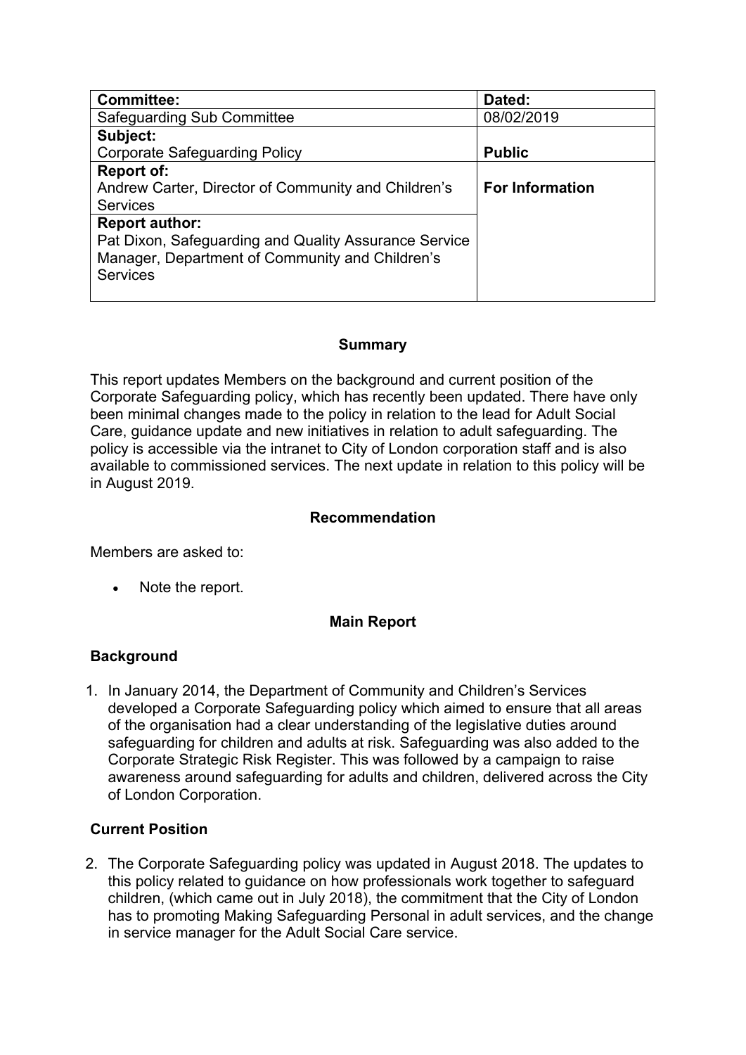| Committee: | Dated: |
| --- | --- |
| Safeguarding Sub Committee | 08/02/2019 |
| **Subject:**<br>Corporate Safeguarding Policy | **Public** |
| **Report of:**<br>Andrew Carter, Director of Community and Children's Services | **For Information** |
| **Report author:**<br>Pat Dixon, Safeguarding and Quality Assurance Service Manager, Department of Community and Children's Services | |

## Summary

This report updates Members on the background and current position of the Corporate Safeguarding policy, which has recently been updated. There have only been minimal changes made to the policy in relation to the lead for Adult Social Care, guidance update and new initiatives in relation to adult safeguarding. The policy is accessible via the intranet to City of London corporation staff and is also available to commissioned services. The next update in relation to this policy will be in August 2019.

## Recommendation

Members are asked to:

- Note the report.

## Main Report

### Background

1. In January 2014, the Department of Community and Children's Services developed a Corporate Safeguarding policy which aimed to ensure that all areas of the organisation had a clear understanding of the legislative duties around safeguarding for children and adults at risk. Safeguarding was also added to the Corporate Strategic Risk Register. This was followed by a campaign to raise awareness around safeguarding for adults and children, delivered across the City of London Corporation.

### Current Position

2. The Corporate Safeguarding policy was updated in August 2018. The updates to this policy related to guidance on how professionals work together to safeguard children, (which came out in July 2018), the commitment that the City of London has to promoting Making Safeguarding Personal in adult services, and the change in service manager for the Adult Social Care service.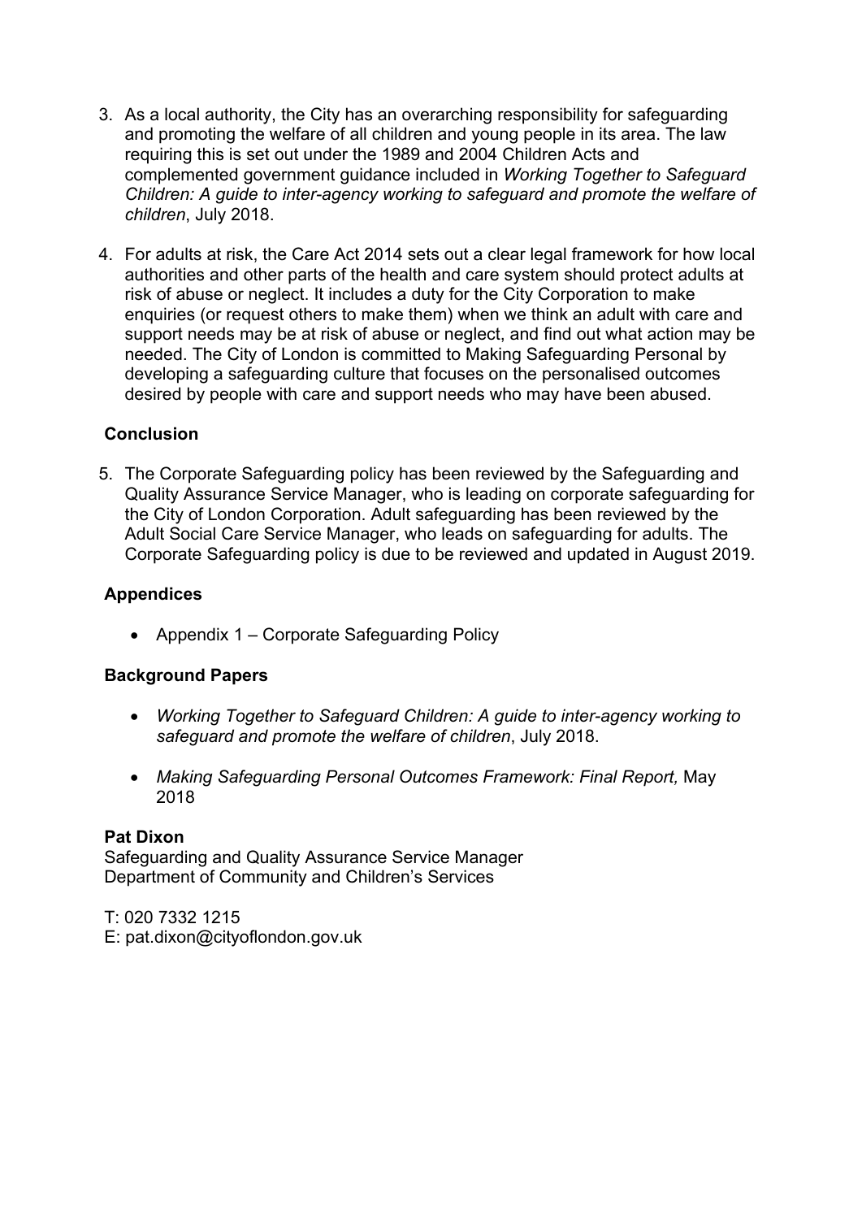3. As a local authority, the City has an overarching responsibility for safeguarding and promoting the welfare of all children and young people in its area. The law requiring this is set out under the 1989 and 2004 Children Acts and complemented government guidance included in *Working Together to Safeguard Children: A guide to inter-agency working to safeguard and promote the welfare of children*, July 2018.

4. For adults at risk, the Care Act 2014 sets out a clear legal framework for how local authorities and other parts of the health and care system should protect adults at risk of abuse or neglect. It includes a duty for the City Corporation to make enquiries (or request others to make them) when we think an adult with care and support needs may be at risk of abuse or neglect, and find out what action may be needed. The City of London is committed to Making Safeguarding Personal by developing a safeguarding culture that focuses on the personalised outcomes desired by people with care and support needs who may have been abused.

## Conclusion

5. The Corporate Safeguarding policy has been reviewed by the Safeguarding and Quality Assurance Service Manager, who is leading on corporate safeguarding for the City of London Corporation. Adult safeguarding has been reviewed by the Adult Social Care Service Manager, who leads on safeguarding for adults. The Corporate Safeguarding policy is due to be reviewed and updated in August 2019.

## Appendices

- Appendix 1 – Corporate Safeguarding Policy

## Background Papers

- *Working Together to Safeguard Children: A guide to inter-agency working to safeguard and promote the welfare of children*, July 2018.
- *Making Safeguarding Personal Outcomes Framework: Final Report,* May 2018

**Pat Dixon**
Safeguarding and Quality Assurance Service Manager
Department of Community and Children's Services

T: 020 7332 1215
E: pat.dixon@cityoflondon.gov.uk